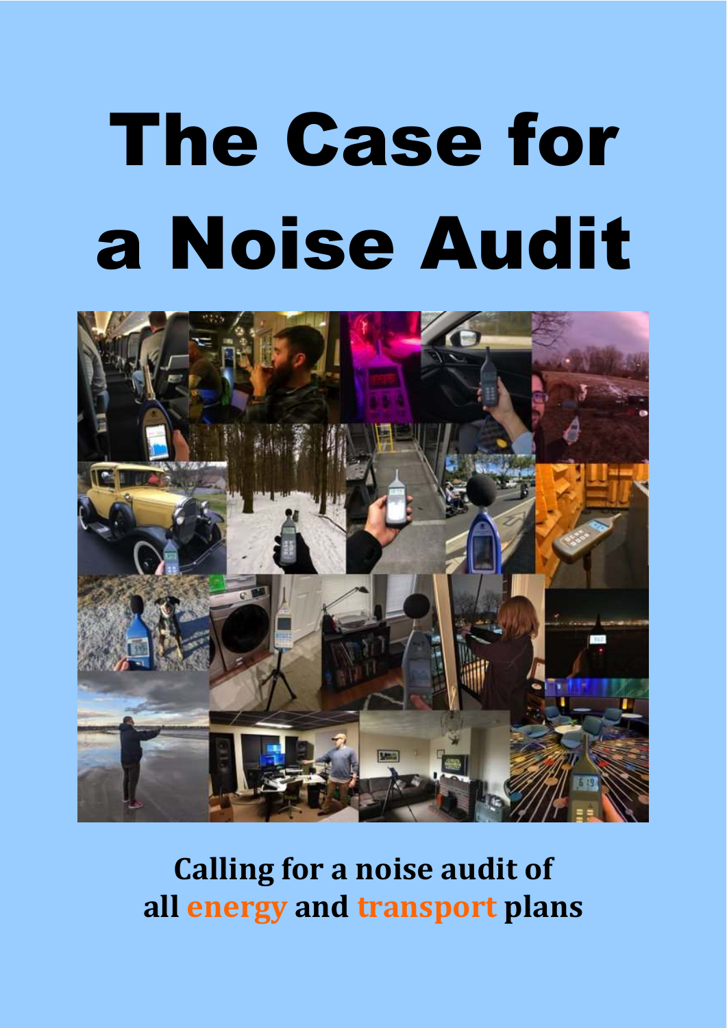# The Case for a Noise Audit

**Calling for a noise audit of all energy and transport plans**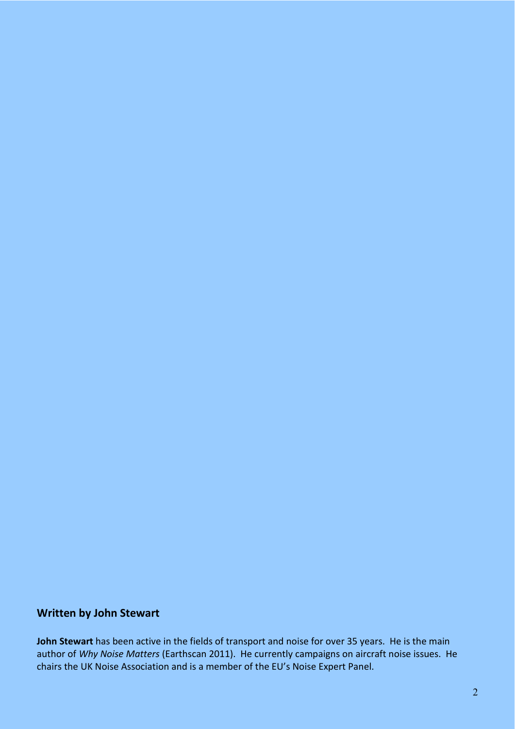## Written by John Stewart

**John Stewart** has been active in the fields of transport and noise for over 35 years. He is the main author of *Why Noise Matters* (Earthscan 2011). He currently campaigns on aircraft noise issues. He chairs the UK Noise Association and is a member of the EU's Noise Expert Panel.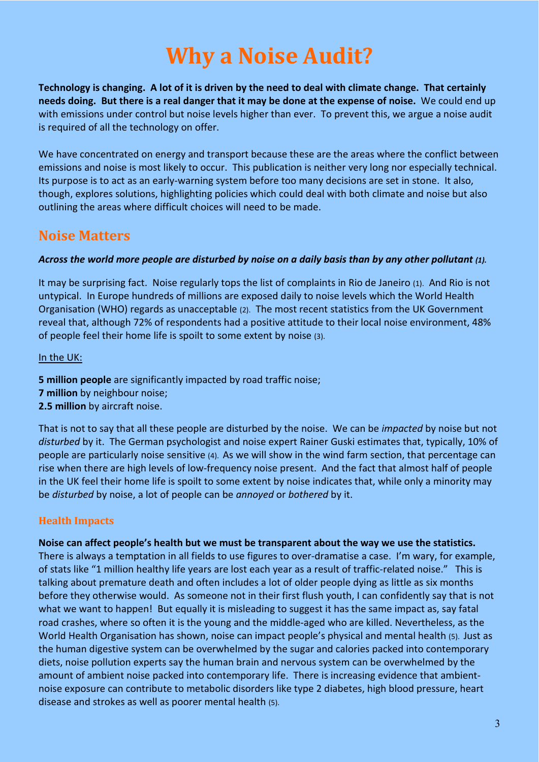# Why a Noise Audit?

**Technology is changing. A lot of it is driven by the need to deal with climate change. That certainly needs doing. But there is a real danger that it may be done at the expense of noise.** We could end up with emissions under control but noise levels higher than ever. To prevent this, we argue a noise audit is required of all the technology on offer.

We have concentrated on energy and transport because these are the areas where the conflict between emissions and noise is most likely to occur. This publication is neither very long nor especially technical. Its purpose is to act as an early-warning system before too many decisions are set in stone. It also, though, explores solutions, highlighting policies which could deal with both climate and noise but also outlining the areas where difficult choices will need to be made.

## Noise Matters

***Across the world more people are disturbed by noise on a daily basis than by any other pollutant (1).***

It may be surprising fact. Noise regularly tops the list of complaints in Rio de Janeiro (1). And Rio is not untypical. In Europe hundreds of millions are exposed daily to noise levels which the World Health Organisation (WHO) regards as unacceptable (2). The most recent statistics from the UK Government reveal that, although 72% of respondents had a positive attitude to their local noise environment, 48% of people feel their home life is spoilt to some extent by noise (3).

In the UK:

**5 million people** are significantly impacted by road traffic noise;
**7 million** by neighbour noise;
**2.5 million** by aircraft noise.

That is not to say that all these people are disturbed by the noise. We can be *impacted* by noise but not *disturbed* by it. The German psychologist and noise expert Rainer Guski estimates that, typically, 10% of people are particularly noise sensitive (4). As we will show in the wind farm section, that percentage can rise when there are high levels of low-frequency noise present. And the fact that almost half of people in the UK feel their home life is spoilt to some extent by noise indicates that, while only a minority may be *disturbed* by noise, a lot of people can be *annoyed* or *bothered* by it.

### Health Impacts

**Noise can affect people's health but we must be transparent about the way we use the statistics.** There is always a temptation in all fields to use figures to over-dramatise a case. I'm wary, for example, of stats like "1 million healthy life years are lost each year as a result of traffic-related noise." This is talking about premature death and often includes a lot of older people dying as little as six months before they otherwise would. As someone not in their first flush youth, I can confidently say that is not what we want to happen! But equally it is misleading to suggest it has the same impact as, say fatal road crashes, where so often it is the young and the middle-aged who are killed. Nevertheless, as the World Health Organisation has shown, noise can impact people's physical and mental health (5). Just as the human digestive system can be overwhelmed by the sugar and calories packed into contemporary diets, noise pollution experts say the human brain and nervous system can be overwhelmed by the amount of ambient noise packed into contemporary life. There is increasing evidence that ambient-noise exposure can contribute to metabolic disorders like type 2 diabetes, high blood pressure, heart disease and strokes as well as poorer mental health (5).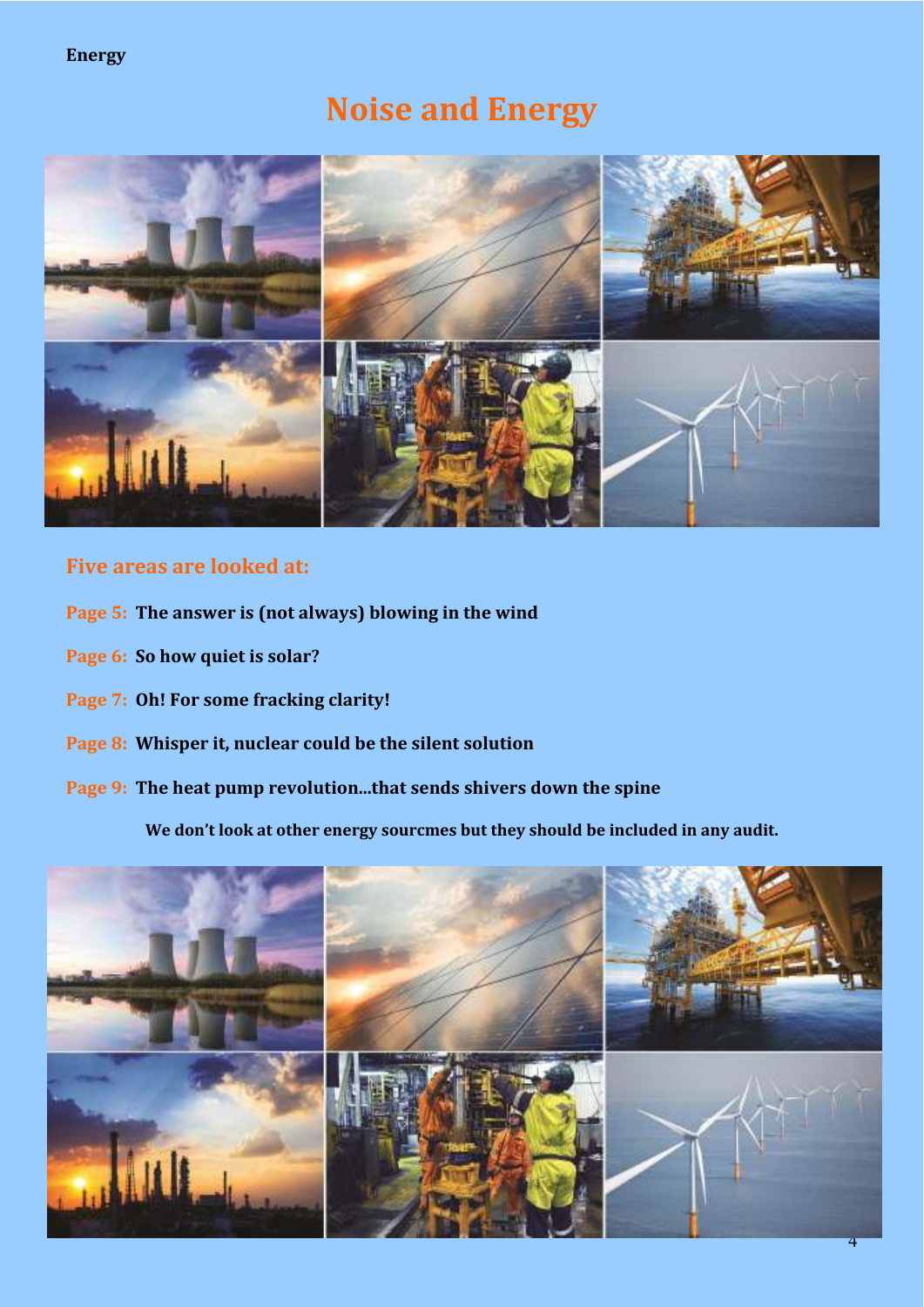# Noise and Energy

## Five areas are looked at:

**Page 5:** **The answer is (not always) blowing in the wind**

**Page 6:** **So how quiet is solar?**

**Page 7:** **Oh! For some fracking clarity!**

**Page 8:** **Whisper it, nuclear could be the silent solution**

**Page 9:** **The heat pump revolution...that sends shivers down the spine**

**We don't look at other energy sourcmes but they should be included in any audit.**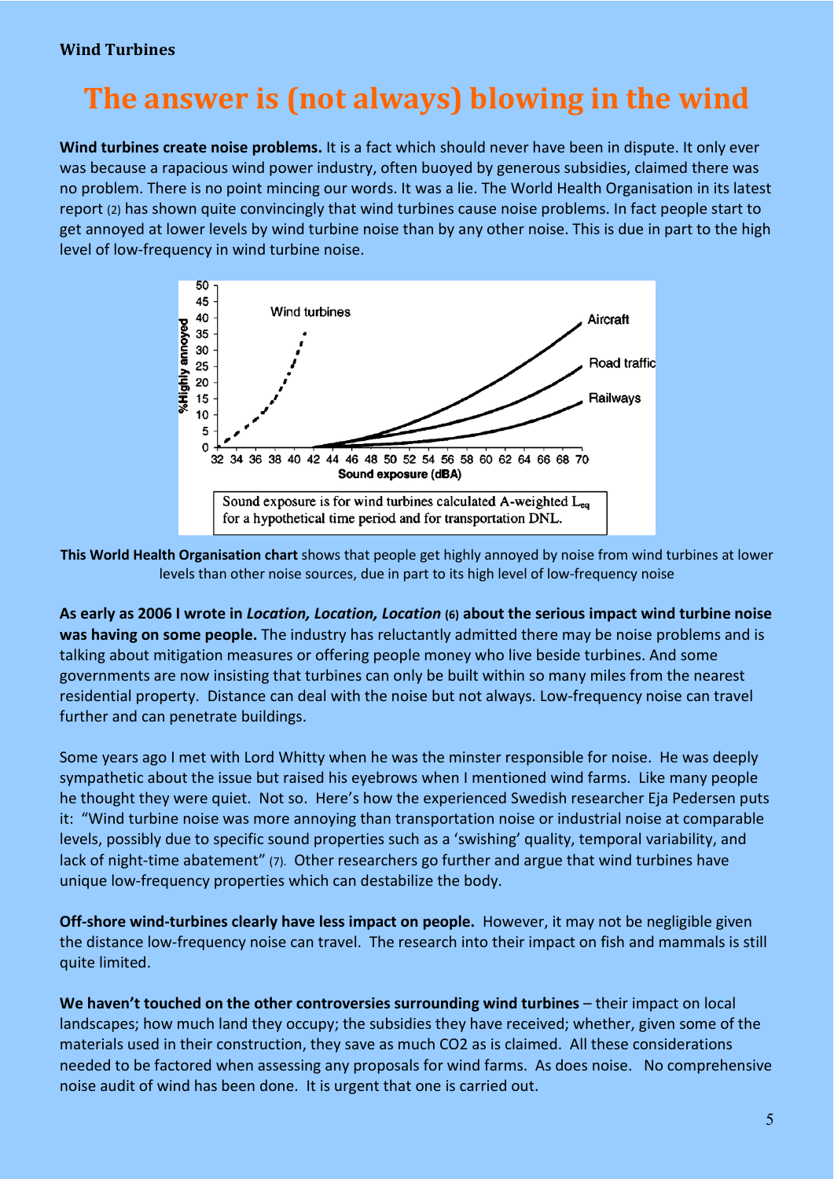**Wind Turbines**

# The answer is (not always) blowing in the wind

**Wind turbines create noise problems.** It is a fact which should never have been in dispute. It only ever was because a rapacious wind power industry, often buoyed by generous subsidies, claimed there was no problem. There is no point mincing our words. It was a lie. The World Health Organisation in its latest report (2) has shown quite convincingly that wind turbines cause noise problems. In fact people start to get annoyed at lower levels by wind turbine noise than by any other noise. This is due in part to the high level of low-frequency in wind turbine noise.

Sound exposure is for wind turbines calculated A-weighted $L_{eq}$ for a hypothetical time period and for transportation DNL.

**This World Health Organisation chart** shows that people get highly annoyed by noise from wind turbines at lower levels than other noise sources, due in part to its high level of low-frequency noise

**As early as 2006 I wrote in *Location, Location, Location* (6) about the serious impact wind turbine noise was having on some people.** The industry has reluctantly admitted there may be noise problems and is talking about mitigation measures or offering people money who live beside turbines. And some governments are now insisting that turbines can only be built within so many miles from the nearest residential property. Distance can deal with the noise but not always. Low-frequency noise can travel further and can penetrate buildings.

Some years ago I met with Lord Whitty when he was the minster responsible for noise. He was deeply sympathetic about the issue but raised his eyebrows when I mentioned wind farms. Like many people he thought they were quiet. Not so. Here's how the experienced Swedish researcher Eja Pedersen puts it: "Wind turbine noise was more annoying than transportation noise or industrial noise at comparable levels, possibly due to specific sound properties such as a 'swishing' quality, temporal variability, and lack of night-time abatement" (7). Other researchers go further and argue that wind turbines have unique low-frequency properties which can destabilize the body.

**Off-shore wind-turbines clearly have less impact on people.** However, it may not be negligible given the distance low-frequency noise can travel. The research into their impact on fish and mammals is still quite limited.

**We haven't touched on the other controversies surrounding wind turbines** – their impact on local landscapes; how much land they occupy; the subsidies they have received; whether, given some of the materials used in their construction, they save as much CO2 as is claimed. All these considerations needed to be factored when assessing any proposals for wind farms. As does noise. No comprehensive noise audit of wind has been done. It is urgent that one is carried out.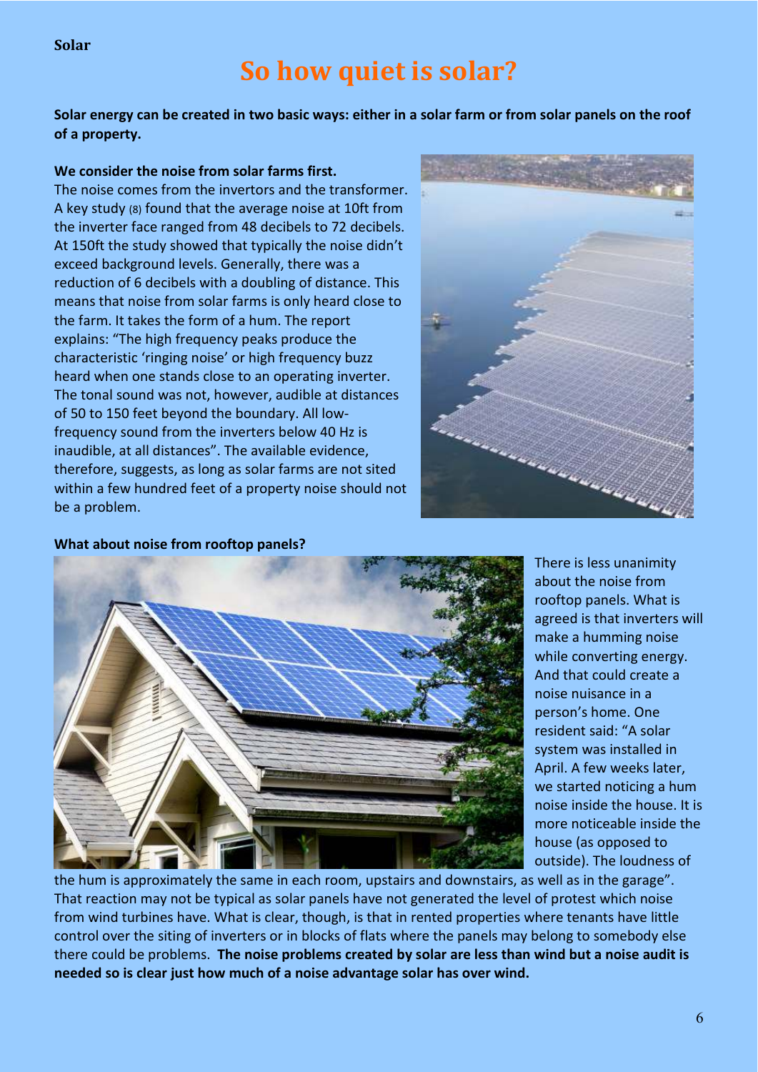**Solar**

# So how quiet is solar?

**Solar energy can be created in two basic ways: either in a solar farm or from solar panels on the roof of a property.**

**We consider the noise from solar farms first.**

The noise comes from the invertors and the transformer. A key study (8) found that the average noise at 10ft from the inverter face ranged from 48 decibels to 72 decibels. At 150ft the study showed that typically the noise didn't exceed background levels. Generally, there was a reduction of 6 decibels with a doubling of distance. This means that noise from solar farms is only heard close to the farm. It takes the form of a hum. The report explains: "The high frequency peaks produce the characteristic 'ringing noise' or high frequency buzz heard when one stands close to an operating inverter. The tonal sound was not, however, audible at distances of 50 to 150 feet beyond the boundary. All low-frequency sound from the inverters below 40 Hz is inaudible, at all distances". The available evidence, therefore, suggests, as long as solar farms are not sited within a few hundred feet of a property noise should not be a problem.

**What about noise from rooftop panels?**

There is less unanimity about the noise from rooftop panels. What is agreed is that inverters will make a humming noise while converting energy. And that could create a noise nuisance in a person's home. One resident said: "A solar system was installed in April. A few weeks later, we started noticing a hum noise inside the house. It is more noticeable inside the house (as opposed to outside). The loudness of the hum is approximately the same in each room, upstairs and downstairs, as well as in the garage". That reaction may not be typical as solar panels have not generated the level of protest which noise from wind turbines have. What is clear, though, is that in rented properties where tenants have little control over the siting of inverters or in blocks of flats where the panels may belong to somebody else there could be problems. **The noise problems created by solar are less than wind but a noise audit is needed so is clear just how much of a noise advantage solar has over wind.**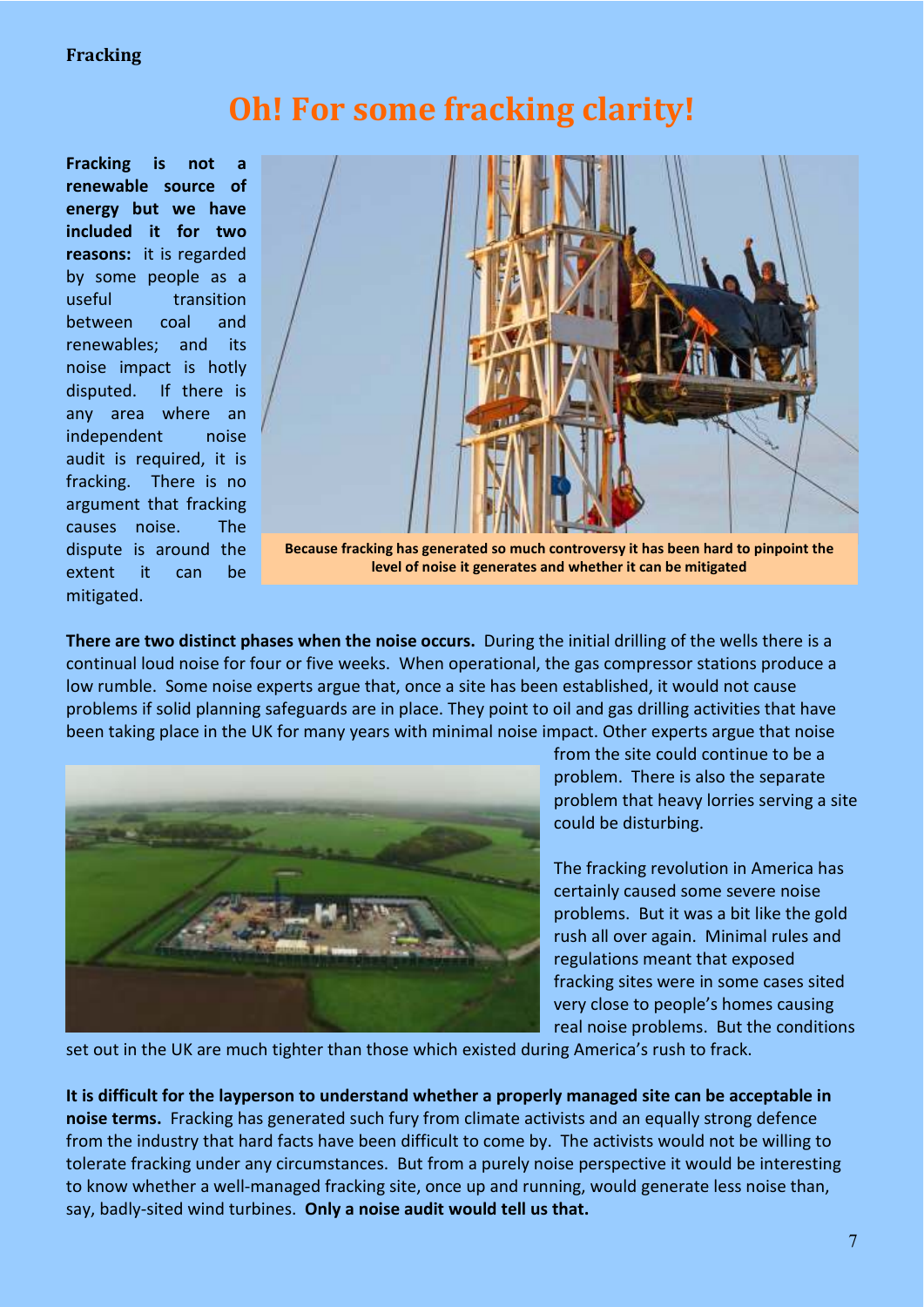# Oh! For some fracking clarity!

**Fracking is not a renewable source of energy but we have included it for two reasons:** it is regarded by some people as a useful transition between coal and renewables; and its noise impact is hotly disputed. If there is any area where an independent noise audit is required, it is fracking. There is no argument that fracking causes noise. The dispute is around the extent it can be mitigated.

**Because fracking has generated so much controversy it has been hard to pinpoint the level of noise it generates and whether it can be mitigated**

**There are two distinct phases when the noise occurs.** During the initial drilling of the wells there is a continual loud noise for four or five weeks. When operational, the gas compressor stations produce a low rumble. Some noise experts argue that, once a site has been established, it would not cause problems if solid planning safeguards are in place. They point to oil and gas drilling activities that have been taking place in the UK for many years with minimal noise impact. Other experts argue that noise from the site could continue to be a problem. There is also the separate problem that heavy lorries serving a site could be disturbing.

The fracking revolution in America has certainly caused some severe noise problems. But it was a bit like the gold rush all over again. Minimal rules and regulations meant that exposed fracking sites were in some cases sited very close to people's homes causing real noise problems. But the conditions set out in the UK are much tighter than those which existed during America's rush to frack.

**It is difficult for the layperson to understand whether a properly managed site can be acceptable in noise terms.** Fracking has generated such fury from climate activists and an equally strong defence from the industry that hard facts have been difficult to come by. The activists would not be willing to tolerate fracking under any circumstances. But from a purely noise perspective it would be interesting to know whether a well-managed fracking site, once up and running, would generate less noise than, say, badly-sited wind turbines. **Only a noise audit would tell us that.**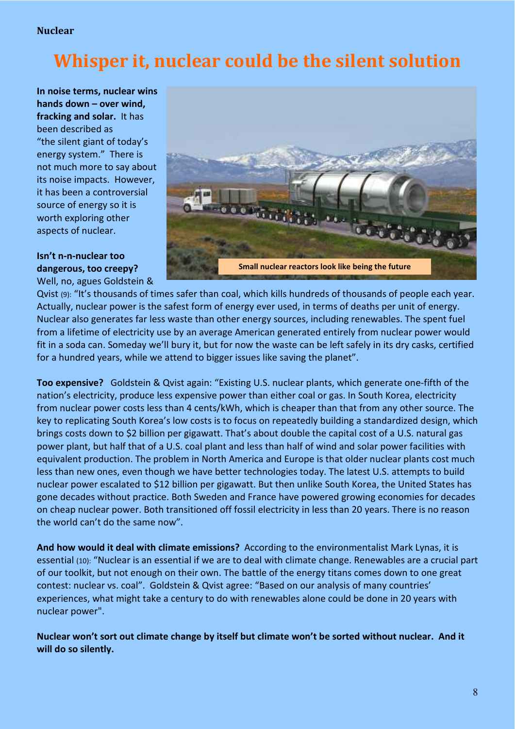**Nuclear**

# Whisper it, nuclear could be the silent solution

**In noise terms, nuclear wins hands down – over wind, fracking and solar.** It has been described as "the silent giant of today's energy system." There is not much more to say about its noise impacts. However, it has been a controversial source of energy so it is worth exploring other aspects of nuclear.

Small nuclear reactors look like being the future

**Isn't n-n-nuclear too dangerous, too creepy?** Well, no, agues Goldstein & Qvist (9): "It's thousands of times safer than coal, which kills hundreds of thousands of people each year. Actually, nuclear power is the safest form of energy ever used, in terms of deaths per unit of energy. Nuclear also generates far less waste than other energy sources, including renewables. The spent fuel from a lifetime of electricity use by an average American generated entirely from nuclear power would fit in a soda can. Someday we'll bury it, but for now the waste can be left safely in its dry casks, certified for a hundred years, while we attend to bigger issues like saving the planet".

**Too expensive?** Goldstein & Qvist again: "Existing U.S. nuclear plants, which generate one-fifth of the nation's electricity, produce less expensive power than either coal or gas. In South Korea, electricity from nuclear power costs less than 4 cents/kWh, which is cheaper than that from any other source. The key to replicating South Korea's low costs is to focus on repeatedly building a standardized design, which brings costs down to $2 billion per gigawatt. That's about double the capital cost of a U.S. natural gas power plant, but half that of a U.S. coal plant and less than half of wind and solar power facilities with equivalent production. The problem in North America and Europe is that older nuclear plants cost much less than new ones, even though we have better technologies today. The latest U.S. attempts to build nuclear power escalated to $12 billion per gigawatt. But then unlike South Korea, the United States has gone decades without practice. Both Sweden and France have powered growing economies for decades on cheap nuclear power. Both transitioned off fossil electricity in less than 20 years. There is no reason the world can't do the same now".

**And how would it deal with climate emissions?** According to the environmentalist Mark Lynas, it is essential (10): "Nuclear is an essential if we are to deal with climate change. Renewables are a crucial part of our toolkit, but not enough on their own. The battle of the energy titans comes down to one great contest: nuclear vs. coal". Goldstein & Qvist agree: "Based on our analysis of many countries' experiences, what might take a century to do with renewables alone could be done in 20 years with nuclear power".

**Nuclear won't sort out climate change by itself but climate won't be sorted without nuclear. And it will do so silently.**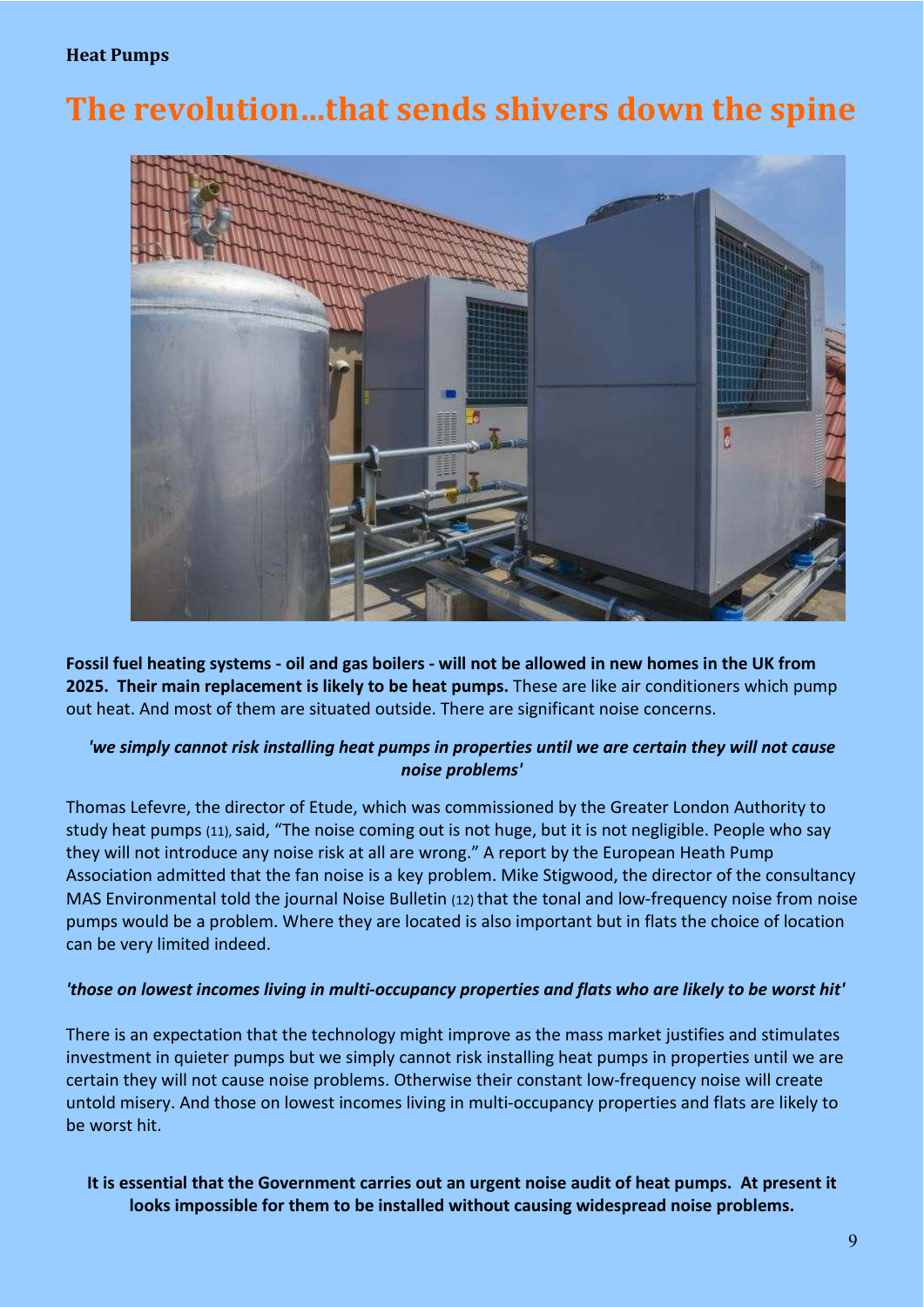**Heat Pumps**

# The revolution...that sends shivers down the spine

**Fossil fuel heating systems - oil and gas boilers - will not be allowed in new homes in the UK from 2025. Their main replacement is likely to be heat pumps.** These are like air conditioners which pump out heat. And most of them are situated outside. There are significant noise concerns.

***'we simply cannot risk installing heat pumps in properties until we are certain they will not cause noise problems'***

Thomas Lefevre, the director of Etude, which was commissioned by the Greater London Authority to study heat pumps (11), said, "The noise coming out is not huge, but it is not negligible. People who say they will not introduce any noise risk at all are wrong." A report by the European Heath Pump Association admitted that the fan noise is a key problem. Mike Stigwood, the director of the consultancy MAS Environmental told the journal Noise Bulletin (12) that the tonal and low-frequency noise from noise pumps would be a problem. Where they are located is also important but in flats the choice of location can be very limited indeed.

***'those on lowest incomes living in multi-occupancy properties and flats who are likely to be worst hit'***

There is an expectation that the technology might improve as the mass market justifies and stimulates investment in quieter pumps but we simply cannot risk installing heat pumps in properties until we are certain they will not cause noise problems. Otherwise their constant low-frequency noise will create untold misery. And those on lowest incomes living in multi-occupancy properties and flats are likely to be worst hit.

**It is essential that the Government carries out an urgent noise audit of heat pumps. At present it looks impossible for them to be installed without causing widespread noise problems.**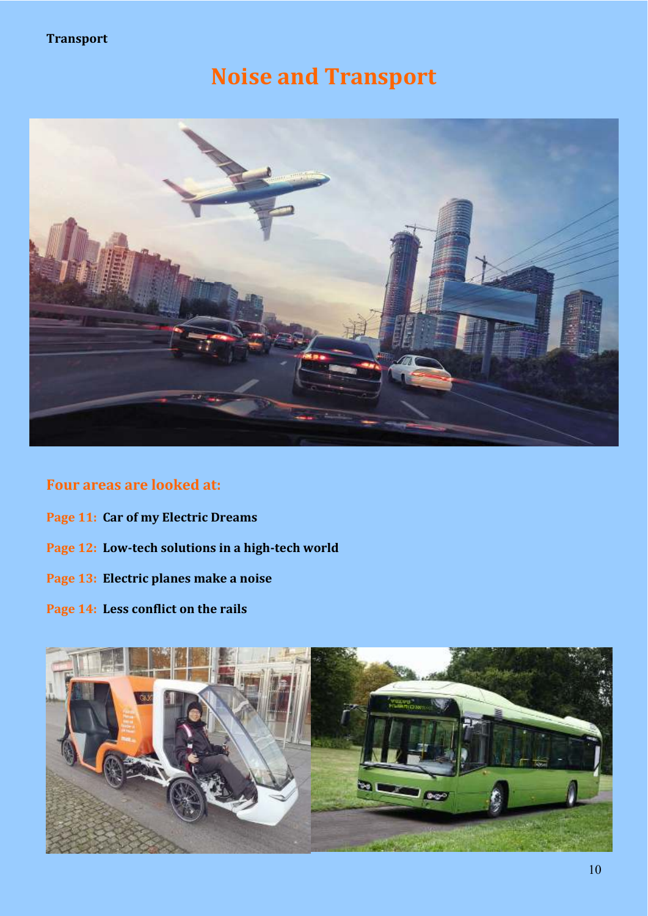# Noise and Transport

## Four areas are looked at:

**Page 11:** **Car of my Electric Dreams**

**Page 12:** **Low-tech solutions in a high-tech world**

**Page 13:** **Electric planes make a noise**

**Page 14:** **Less conflict on the rails**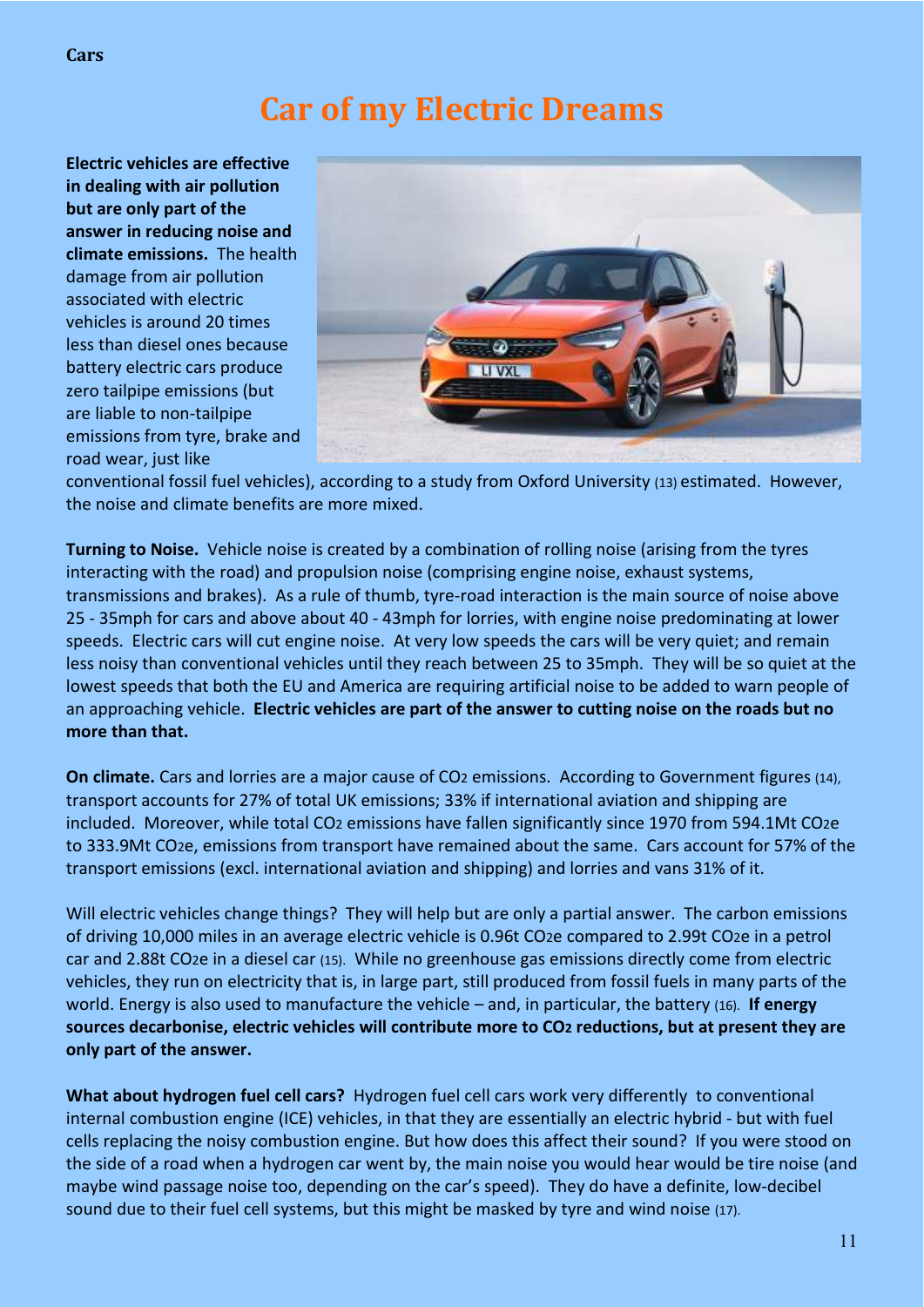# Car of my Electric Dreams

**Electric vehicles are effective in dealing with air pollution but are only part of the answer in reducing noise and climate emissions.** The health damage from air pollution associated with electric vehicles is around 20 times less than diesel ones because battery electric cars produce zero tailpipe emissions (but are liable to non-tailpipe emissions from tyre, brake and road wear, just like conventional fossil fuel vehicles), according to a study from Oxford University (13) estimated. However, the noise and climate benefits are more mixed.

**Turning to Noise.** Vehicle noise is created by a combination of rolling noise (arising from the tyres interacting with the road) and propulsion noise (comprising engine noise, exhaust systems, transmissions and brakes). As a rule of thumb, tyre-road interaction is the main source of noise above 25 - 35mph for cars and above about 40 - 43mph for lorries, with engine noise predominating at lower speeds. Electric cars will cut engine noise. At very low speeds the cars will be very quiet; and remain less noisy than conventional vehicles until they reach between 25 to 35mph. They will be so quiet at the lowest speeds that both the EU and America are requiring artificial noise to be added to warn people of an approaching vehicle. **Electric vehicles are part of the answer to cutting noise on the roads but no more than that.**

**On climate.** Cars and lorries are a major cause of $CO_2$ emissions. According to Government figures (14), transport accounts for 27% of total UK emissions; 33% if international aviation and shipping are included. Moreover, while total $CO_2$ emissions have fallen significantly since 1970 from 594.1Mt $CO_2e$ to 333.9Mt $CO_2e$, emissions from transport have remained about the same. Cars account for 57% of the transport emissions (excl. international aviation and shipping) and lorries and vans 31% of it.

Will electric vehicles change things? They will help but are only a partial answer. The carbon emissions of driving 10,000 miles in an average electric vehicle is 0.96t $CO_2e$ compared to 2.99t $CO_2e$ in a petrol car and 2.88t $CO_2e$ in a diesel car (15). While no greenhouse gas emissions directly come from electric vehicles, they run on electricity that is, in large part, still produced from fossil fuels in many parts of the world. Energy is also used to manufacture the vehicle – and, in particular, the battery (16). **If energy sources decarbonise, electric vehicles will contribute more to $CO_2$ reductions, but at present they are only part of the answer.**

**What about hydrogen fuel cell cars?** Hydrogen fuel cell cars work very differently to conventional internal combustion engine (ICE) vehicles, in that they are essentially an electric hybrid - but with fuel cells replacing the noisy combustion engine. But how does this affect their sound? If you were stood on the side of a road when a hydrogen car went by, the main noise you would hear would be tire noise (and maybe wind passage noise too, depending on the car's speed). They do have a definite, low-decibel sound due to their fuel cell systems, but this might be masked by tyre and wind noise (17).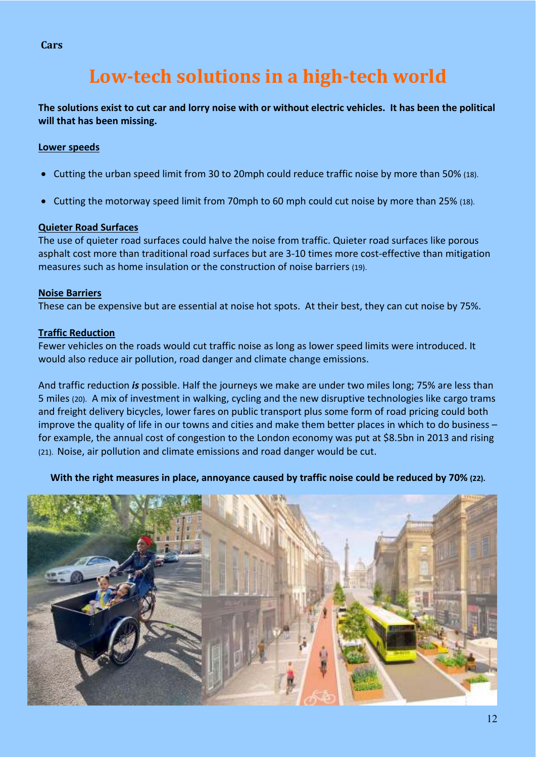**Cars**

# Low-tech solutions in a high-tech world

**The solutions exist to cut car and lorry noise with or without electric vehicles. It has been the political will that has been missing.**

## Lower speeds

- Cutting the urban speed limit from 30 to 20mph could reduce traffic noise by more than 50% (18).
- Cutting the motorway speed limit from 70mph to 60 mph could cut noise by more than 25% (18).

## Quieter Road Surfaces

The use of quieter road surfaces could halve the noise from traffic. Quieter road surfaces like porous asphalt cost more than traditional road surfaces but are 3-10 times more cost-effective than mitigation measures such as home insulation or the construction of noise barriers (19).

## Noise Barriers

These can be expensive but are essential at noise hot spots. At their best, they can cut noise by 75%.

## Traffic Reduction

Fewer vehicles on the roads would cut traffic noise as long as lower speed limits were introduced. It would also reduce air pollution, road danger and climate change emissions.

And traffic reduction ***is*** possible. Half the journeys we make are under two miles long; 75% are less than 5 miles (20). A mix of investment in walking, cycling and the new disruptive technologies like cargo trams and freight delivery bicycles, lower fares on public transport plus some form of road pricing could both improve the quality of life in our towns and cities and make them better places in which to do business – for example, the annual cost of congestion to the London economy was put at $8.5bn in 2013 and rising (21). Noise, air pollution and climate emissions and road danger would be cut.

**With the right measures in place, annoyance caused by traffic noise could be reduced by 70% (22).**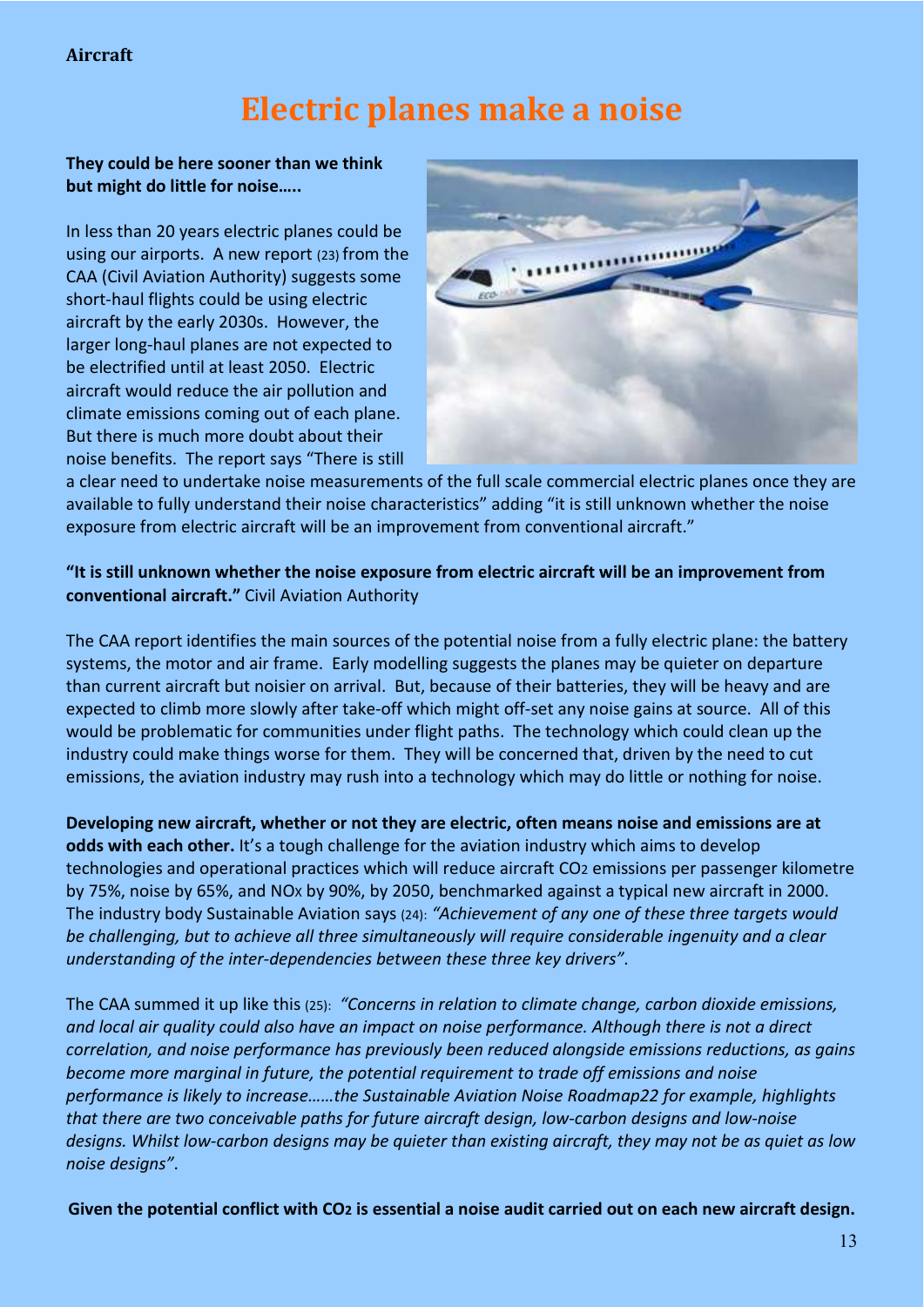**Aircraft**

# Electric planes make a noise

**They could be here sooner than we think but might do little for noise…..**

In less than 20 years electric planes could be using our airports. A new report (23) from the CAA (Civil Aviation Authority) suggests some short-haul flights could be using electric aircraft by the early 2030s. However, the larger long-haul planes are not expected to be electrified until at least 2050. Electric aircraft would reduce the air pollution and climate emissions coming out of each plane. But there is much more doubt about their noise benefits. The report says "There is still a clear need to undertake noise measurements of the full scale commercial electric planes once they are available to fully understand their noise characteristics" adding "it is still unknown whether the noise exposure from electric aircraft will be an improvement from conventional aircraft."

**"It is still unknown whether the noise exposure from electric aircraft will be an improvement from conventional aircraft."** Civil Aviation Authority

The CAA report identifies the main sources of the potential noise from a fully electric plane: the battery systems, the motor and air frame. Early modelling suggests the planes may be quieter on departure than current aircraft but noisier on arrival. But, because of their batteries, they will be heavy and are expected to climb more slowly after take-off which might off-set any noise gains at source. All of this would be problematic for communities under flight paths. The technology which could clean up the industry could make things worse for them. They will be concerned that, driven by the need to cut emissions, the aviation industry may rush into a technology which may do little or nothing for noise.

**Developing new aircraft, whether or not they are electric, often means noise and emissions are at odds with each other.** It's a tough challenge for the aviation industry which aims to develop technologies and operational practices which will reduce aircraft $CO_2$ emissions per passenger kilometre by 75%, noise by 65%, and $NO_X$ by 90%, by 2050, benchmarked against a typical new aircraft in 2000. The industry body Sustainable Aviation says (24): *"Achievement of any one of these three targets would be challenging, but to achieve all three simultaneously will require considerable ingenuity and a clear understanding of the inter-dependencies between these three key drivers"*.

The CAA summed it up like this (25): *"Concerns in relation to climate change, carbon dioxide emissions, and local air quality could also have an impact on noise performance. Although there is not a direct correlation, and noise performance has previously been reduced alongside emissions reductions, as gains become more marginal in future, the potential requirement to trade off emissions and noise performance is likely to increase……the Sustainable Aviation Noise Roadmap22 for example, highlights that there are two conceivable paths for future aircraft design, low-carbon designs and low-noise designs. Whilst low-carbon designs may be quieter than existing aircraft, they may not be as quiet as low noise designs"*.

**Given the potential conflict with $CO_2$ is essential a noise audit carried out on each new aircraft design.**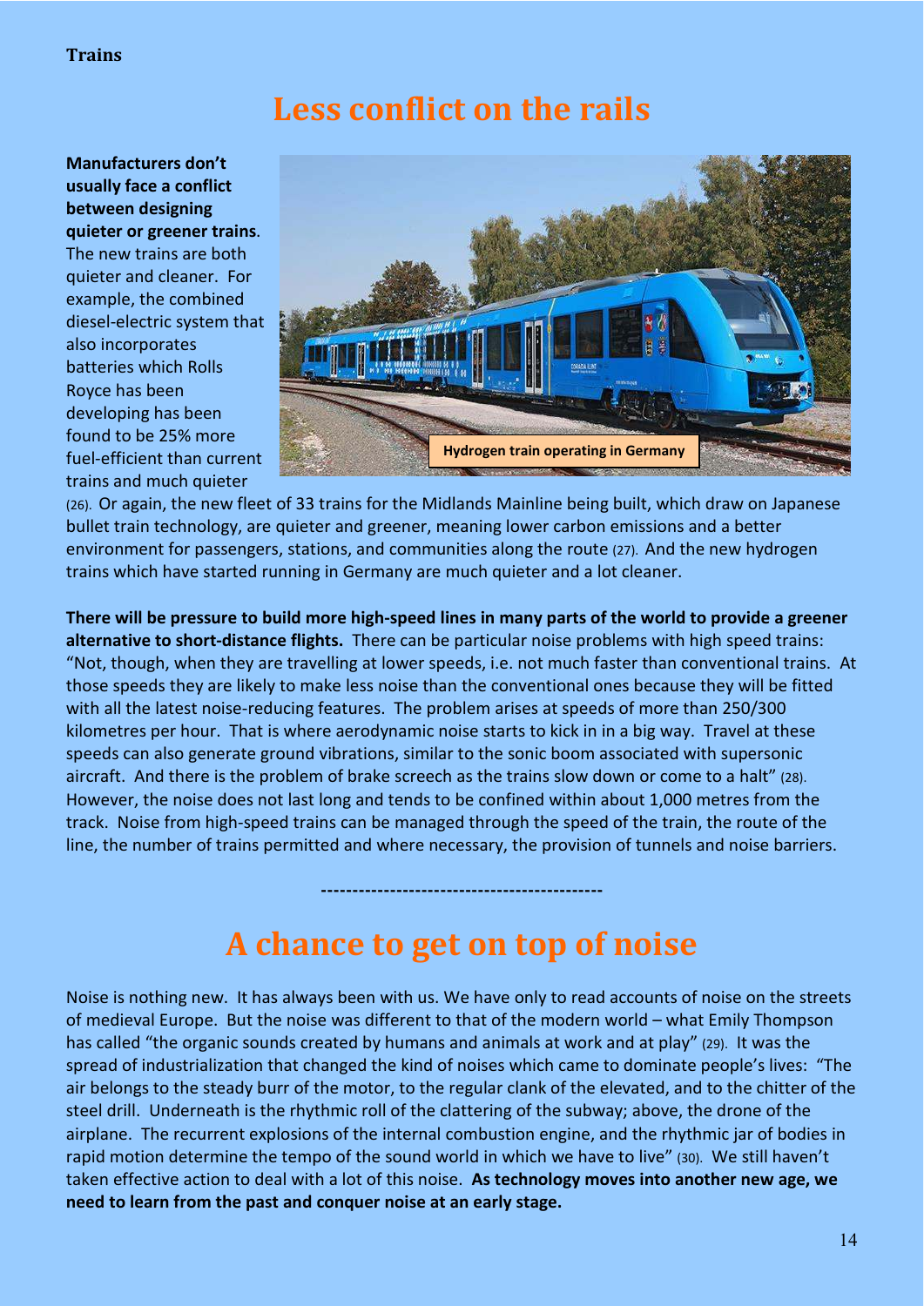**Trains**

# Less conflict on the rails

**Manufacturers don't usually face a conflict between designing quieter or greener trains**. The new trains are both quieter and cleaner. For example, the combined diesel-electric system that also incorporates batteries which Rolls Royce has been developing has been found to be 25% more fuel-efficient than current trains and much quieter (26). Or again, the new fleet of 33 trains for the Midlands Mainline being built, which draw on Japanese bullet train technology, are quieter and greener, meaning lower carbon emissions and a better environment for passengers, stations, and communities along the route (27). And the new hydrogen trains which have started running in Germany are much quieter and a lot cleaner.

Hydrogen train operating in Germany

**There will be pressure to build more high-speed lines in many parts of the world to provide a greener alternative to short-distance flights.** There can be particular noise problems with high speed trains: "Not, though, when they are travelling at lower speeds, i.e. not much faster than conventional trains. At those speeds they are likely to make less noise than the conventional ones because they will be fitted with all the latest noise-reducing features. The problem arises at speeds of more than 250/300 kilometres per hour. That is where aerodynamic noise starts to kick in in a big way. Travel at these speeds can also generate ground vibrations, similar to the sonic boom associated with supersonic aircraft. And there is the problem of brake screech as the trains slow down or come to a halt" (28). However, the noise does not last long and tends to be confined within about 1,000 metres from the track. Noise from high-speed trains can be managed through the speed of the train, the route of the line, the number of trains permitted and where necessary, the provision of tunnels and noise barriers.

---

# A chance to get on top of noise

Noise is nothing new. It has always been with us. We have only to read accounts of noise on the streets of medieval Europe. But the noise was different to that of the modern world – what Emily Thompson has called "the organic sounds created by humans and animals at work and at play" (29). It was the spread of industrialization that changed the kind of noises which came to dominate people's lives: "The air belongs to the steady burr of the motor, to the regular clank of the elevated, and to the chitter of the steel drill. Underneath is the rhythmic roll of the clattering of the subway; above, the drone of the airplane. The recurrent explosions of the internal combustion engine, and the rhythmic jar of bodies in rapid motion determine the tempo of the sound world in which we have to live" (30). We still haven't taken effective action to deal with a lot of this noise. **As technology moves into another new age, we need to learn from the past and conquer noise at an early stage.**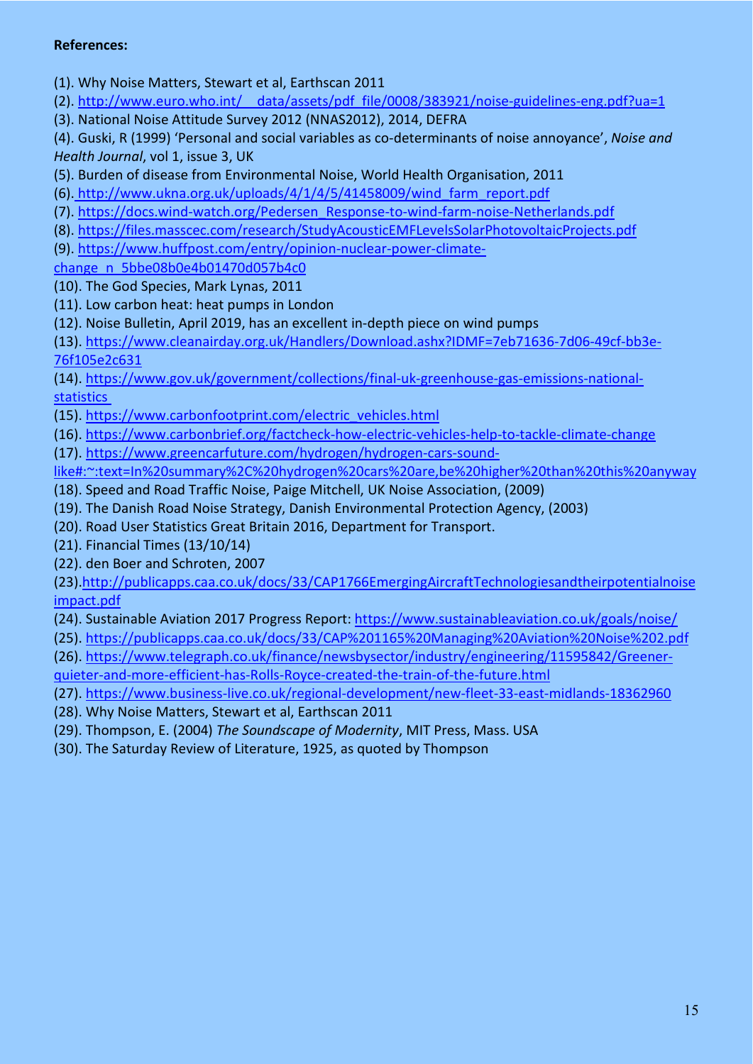**References:**

(1). Why Noise Matters, Stewart et al, Earthscan 2011

(2). http://www.euro.who.int/__data/assets/pdf_file/0008/383921/noise-guidelines-eng.pdf?ua=1

(3). National Noise Attitude Survey 2012 (NNAS2012), 2014, DEFRA

(4). Guski, R (1999) 'Personal and social variables as co-determinants of noise annoyance', *Noise and Health Journal*, vol 1, issue 3, UK

(5). Burden of disease from Environmental Noise, World Health Organisation, 2011

(6). http://www.ukna.org.uk/uploads/4/1/4/5/41458009/wind_farm_report.pdf

(7). https://docs.wind-watch.org/Pedersen_Response-to-wind-farm-noise-Netherlands.pdf

(8). https://files.masscec.com/research/StudyAcousticEMFLevelsSolarPhotovoltaicProjects.pdf

(9). https://www.huffpost.com/entry/opinion-nuclear-power-climate-change_n_5bbe08b0e4b01470d057b4c0

(10). The God Species, Mark Lynas, 2011

(11). Low carbon heat: heat pumps in London

(12). Noise Bulletin, April 2019, has an excellent in-depth piece on wind pumps

(13). https://www.cleanairday.org.uk/Handlers/Download.ashx?IDMF=7eb71636-7d06-49cf-bb3e-76f105e2c631

(14). https://www.gov.uk/government/collections/final-uk-greenhouse-gas-emissions-national-statistics

(15). https://www.carbonfootprint.com/electric_vehicles.html

(16). https://www.carbonbrief.org/factcheck-how-electric-vehicles-help-to-tackle-climate-change

(17). https://www.greencarfuture.com/hydrogen/hydrogen-cars-sound-like#:~:text=In%20summary%2C%20hydrogen%20cars%20are,be%20higher%20than%20this%20anyway

(18). Speed and Road Traffic Noise, Paige Mitchell, UK Noise Association, (2009)

(19). The Danish Road Noise Strategy, Danish Environmental Protection Agency, (2003)

(20). Road User Statistics Great Britain 2016, Department for Transport.

(21). Financial Times (13/10/14)

(22). den Boer and Schroten, 2007

(23). http://publicapps.caa.co.uk/docs/33/CAP1766EmergingAircraftTechnologiesandtheirpotentialnoiseimpact.pdf

(24). Sustainable Aviation 2017 Progress Report: https://www.sustainableaviation.co.uk/goals/noise/

(25). https://publicapps.caa.co.uk/docs/33/CAP%201165%20Managing%20Aviation%20Noise%202.pdf

(26). https://www.telegraph.co.uk/finance/newsbysector/industry/engineering/11595842/Greener-quieter-and-more-efficient-has-Rolls-Royce-created-the-train-of-the-future.html

(27). https://www.business-live.co.uk/regional-development/new-fleet-33-east-midlands-18362960

(28). Why Noise Matters, Stewart et al, Earthscan 2011

(29). Thompson, E. (2004) *The Soundscape of Modernity*, MIT Press, Mass. USA

(30). The Saturday Review of Literature, 1925, as quoted by Thompson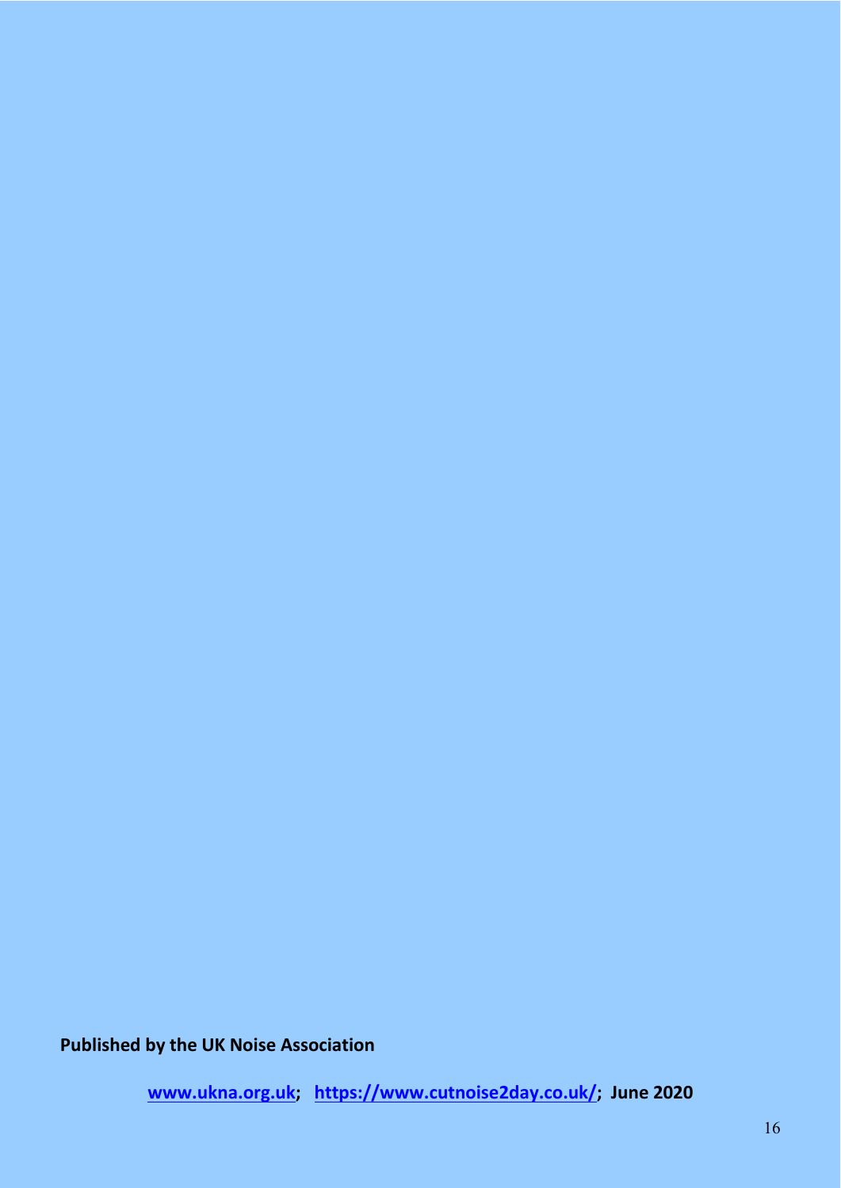**Published by the UK Noise Association**

**[www.ukna.org.uk](http://www.ukna.org.uk); [https://www.cutnoise2day.co.uk/](https://www.cutnoise2day.co.uk/); June 2020**